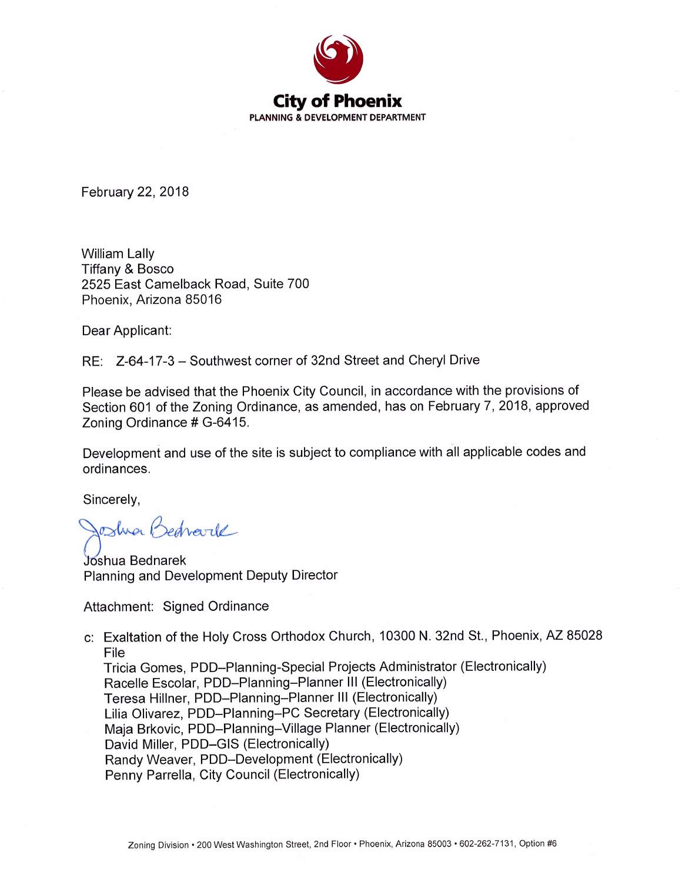# City of Phoenix

PLANNING & DEVELOPMENT DEPARTMENT

February 22, 2018

William Lally
Tiffany & Bosco
2525 East Camelback Road, Suite 700
Phoenix, Arizona 85016

Dear Applicant:

RE: Z-64-17-3 – Southwest corner of 32nd Street and Cheryl Drive

Please be advised that the Phoenix City Council, in accordance with the provisions of Section 601 of the Zoning Ordinance, as amended, has on February 7, 2018, approved Zoning Ordinance # G-6415.

Development and use of the site is subject to compliance with all applicable codes and ordinances.

Sincerely,

Joshua Bednarek
Planning and Development Deputy Director

Attachment: Signed Ordinance

c: Exaltation of the Holy Cross Orthodox Church, 10300 N. 32nd St., Phoenix, AZ 85028
File
Tricia Gomes, PDD–Planning-Special Projects Administrator (Electronically)
Racelle Escolar, PDD–Planning–Planner III (Electronically)
Teresa Hillner, PDD–Planning–Planner III (Electronically)
Lilia Olivarez, PDD–Planning–PC Secretary (Electronically)
Maja Brkovic, PDD–Planning–Village Planner (Electronically)
David Miller, PDD–GIS (Electronically)
Randy Weaver, PDD–Development (Electronically)
Penny Parrella, City Council (Electronically)

Zoning Division • 200 West Washington Street, 2nd Floor • Phoenix, Arizona 85003 • 602-262-7131, Option #6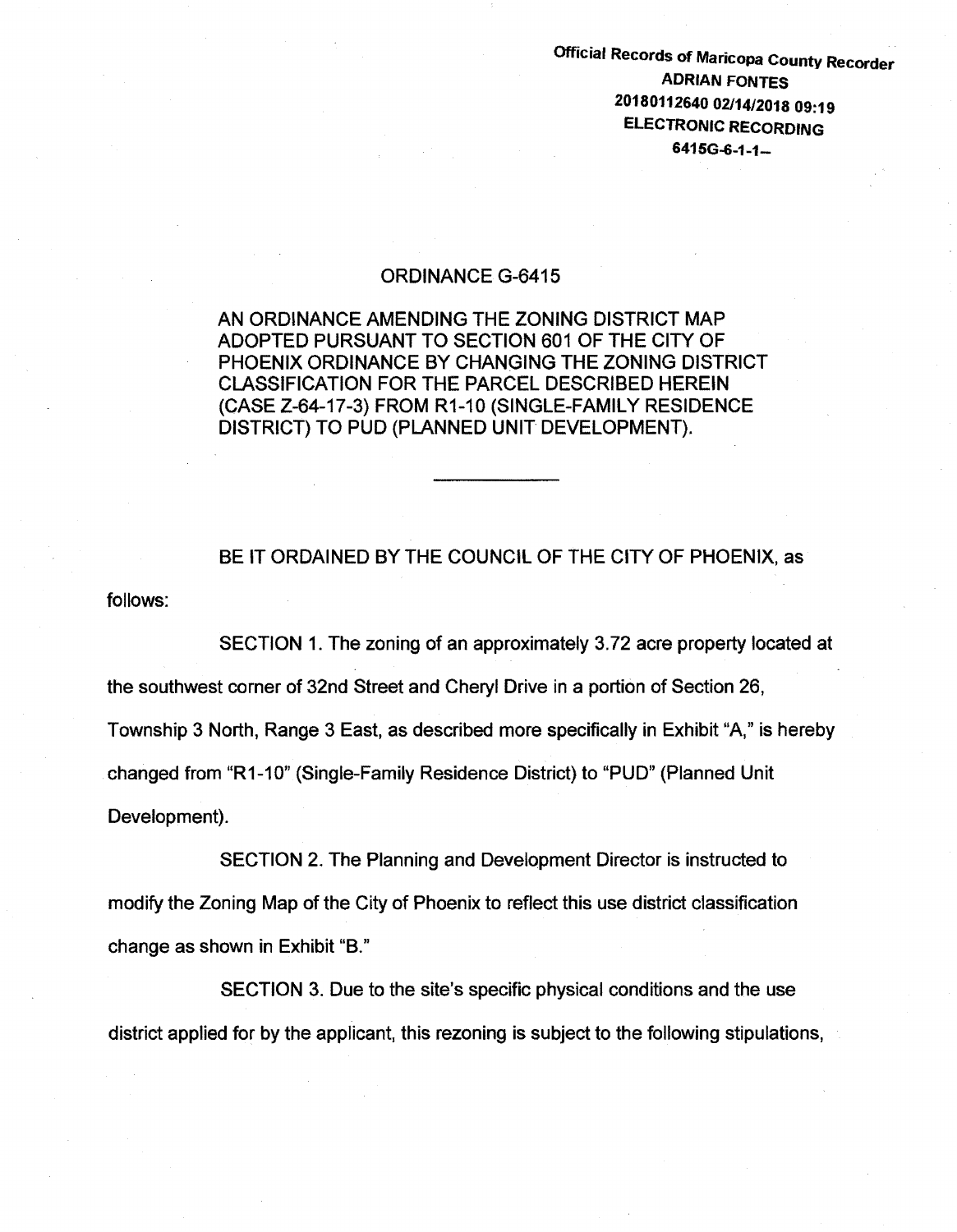Official Records of Maricopa County Recorder
ADRIAN FONTES
20180112640 02/14/2018 09:19
ELECTRONIC RECORDING
6415G-6-1-1--

ORDINANCE G-6415

AN ORDINANCE AMENDING THE ZONING DISTRICT MAP ADOPTED PURSUANT TO SECTION 601 OF THE CITY OF PHOENIX ORDINANCE BY CHANGING THE ZONING DISTRICT CLASSIFICATION FOR THE PARCEL DESCRIBED HEREIN (CASE Z-64-17-3) FROM R1-10 (SINGLE-FAMILY RESIDENCE DISTRICT) TO PUD (PLANNED UNIT DEVELOPMENT).

---

BE IT ORDAINED BY THE COUNCIL OF THE CITY OF PHOENIX, as follows:

SECTION 1. The zoning of an approximately 3.72 acre property located at the southwest corner of 32nd Street and Cheryl Drive in a portion of Section 26, Township 3 North, Range 3 East, as described more specifically in Exhibit "A," is hereby changed from "R1-10" (Single-Family Residence District) to "PUD" (Planned Unit Development).

SECTION 2. The Planning and Development Director is instructed to modify the Zoning Map of the City of Phoenix to reflect this use district classification change as shown in Exhibit "B."

SECTION 3. Due to the site's specific physical conditions and the use district applied for by the applicant, this rezoning is subject to the following stipulations,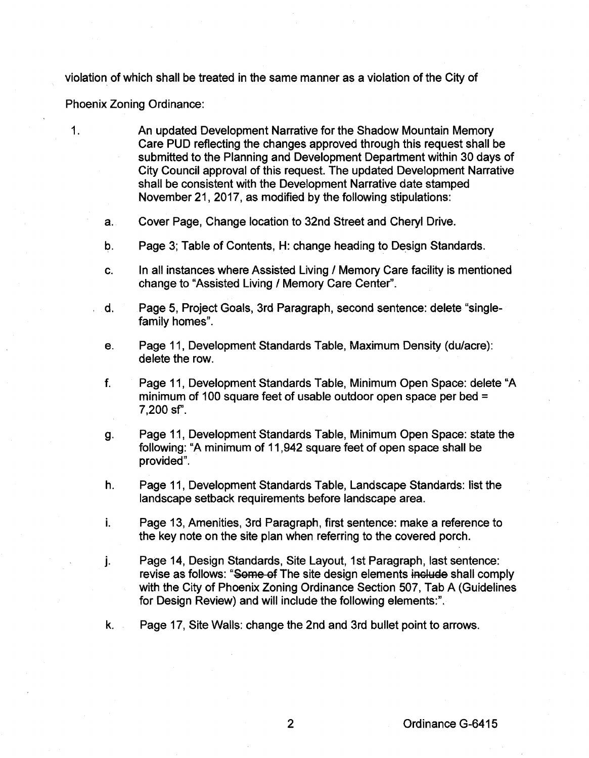violation of which shall be treated in the same manner as a violation of the City of Phoenix Zoning Ordinance:

1. An updated Development Narrative for the Shadow Mountain Memory Care PUD reflecting the changes approved through this request shall be submitted to the Planning and Development Department within 30 days of City Council approval of this request. The updated Development Narrative shall be consistent with the Development Narrative date stamped November 21, 2017, as modified by the following stipulations:

   a. Cover Page, Change location to 32nd Street and Cheryl Drive.

   b. Page 3; Table of Contents, H: change heading to Design Standards.

   c. In all instances where Assisted Living / Memory Care facility is mentioned change to "Assisted Living / Memory Care Center".

   d. Page 5, Project Goals, 3rd Paragraph, second sentence: delete "single-family homes".

   e. Page 11, Development Standards Table, Maximum Density (du/acre): delete the row.

   f. Page 11, Development Standards Table, Minimum Open Space: delete "A minimum of 100 square feet of usable outdoor open space per bed = 7,200 sf".

   g. Page 11, Development Standards Table, Minimum Open Space: state the following: "A minimum of 11,942 square feet of open space shall be provided".

   h. Page 11, Development Standards Table, Landscape Standards: list the landscape setback requirements before landscape area.

   i. Page 13, Amenities, 3rd Paragraph, first sentence: make a reference to the key note on the site plan when referring to the covered porch.

   j. Page 14, Design Standards, Site Layout, 1st Paragraph, last sentence: revise as follows: "~~Some of~~ The site design elements ~~include~~ shall comply with the City of Phoenix Zoning Ordinance Section 507, Tab A (Guidelines for Design Review) and will include the following elements:".

   k. Page 17, Site Walls: change the 2nd and 3rd bullet point to arrows.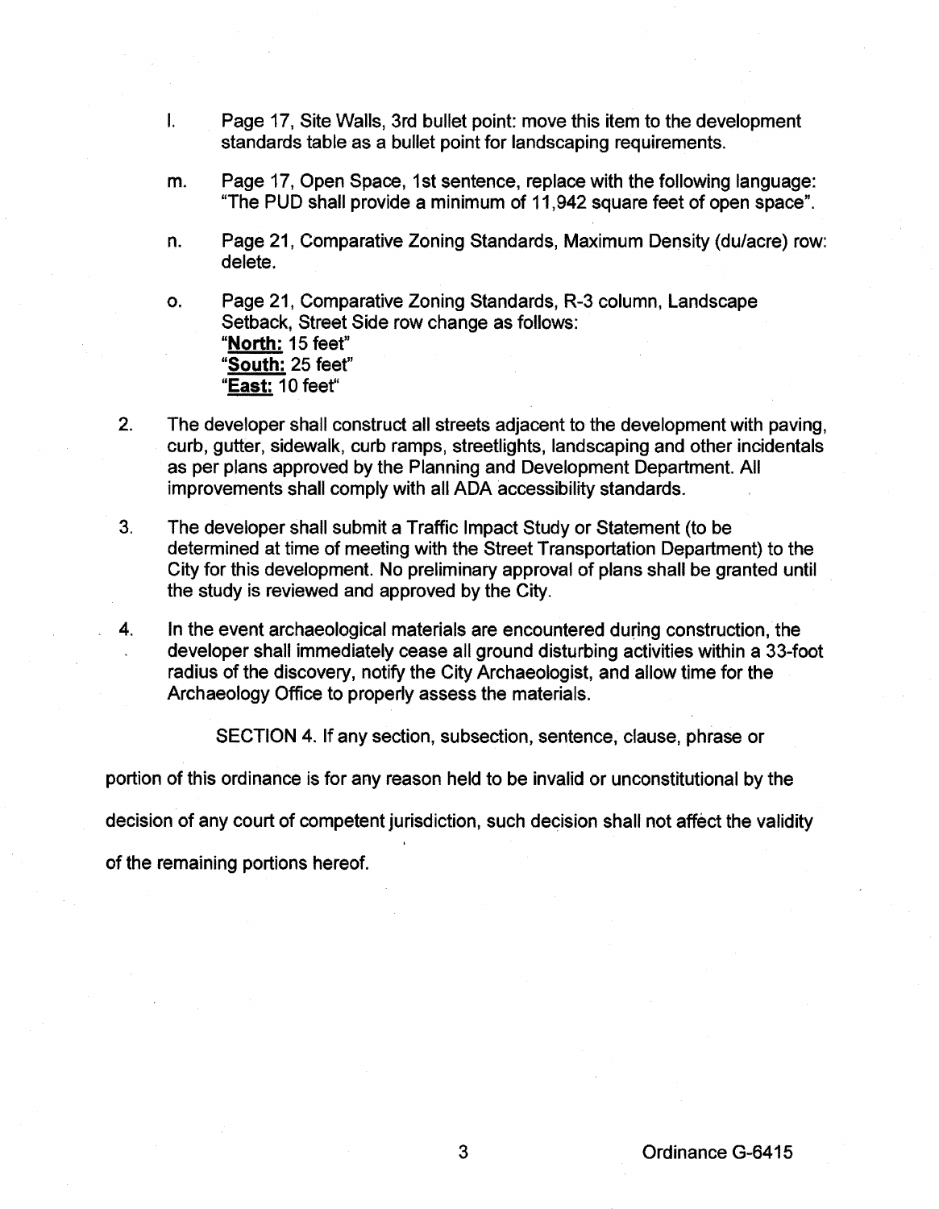l. Page 17, Site Walls, 3rd bullet point: move this item to the development standards table as a bullet point for landscaping requirements.

m. Page 17, Open Space, 1st sentence, replace with the following language: "The PUD shall provide a minimum of 11,942 square feet of open space".

n. Page 21, Comparative Zoning Standards, Maximum Density (du/acre) row: delete.

o. Page 21, Comparative Zoning Standards, R-3 column, Landscape Setback, Street Side row change as follows:
"**North:** 15 feet"
"**South:** 25 feet"
"**East:** 10 feet"

2. The developer shall construct all streets adjacent to the development with paving, curb, gutter, sidewalk, curb ramps, streetlights, landscaping and other incidentals as per plans approved by the Planning and Development Department. All improvements shall comply with all ADA accessibility standards.

3. The developer shall submit a Traffic Impact Study or Statement (to be determined at time of meeting with the Street Transportation Department) to the City for this development. No preliminary approval of plans shall be granted until the study is reviewed and approved by the City.

4. In the event archaeological materials are encountered during construction, the developer shall immediately cease all ground disturbing activities within a 33-foot radius of the discovery, notify the City Archaeologist, and allow time for the Archaeology Office to properly assess the materials.

SECTION 4. If any section, subsection, sentence, clause, phrase or portion of this ordinance is for any reason held to be invalid or unconstitutional by the decision of any court of competent jurisdiction, such decision shall not affect the validity of the remaining portions hereof.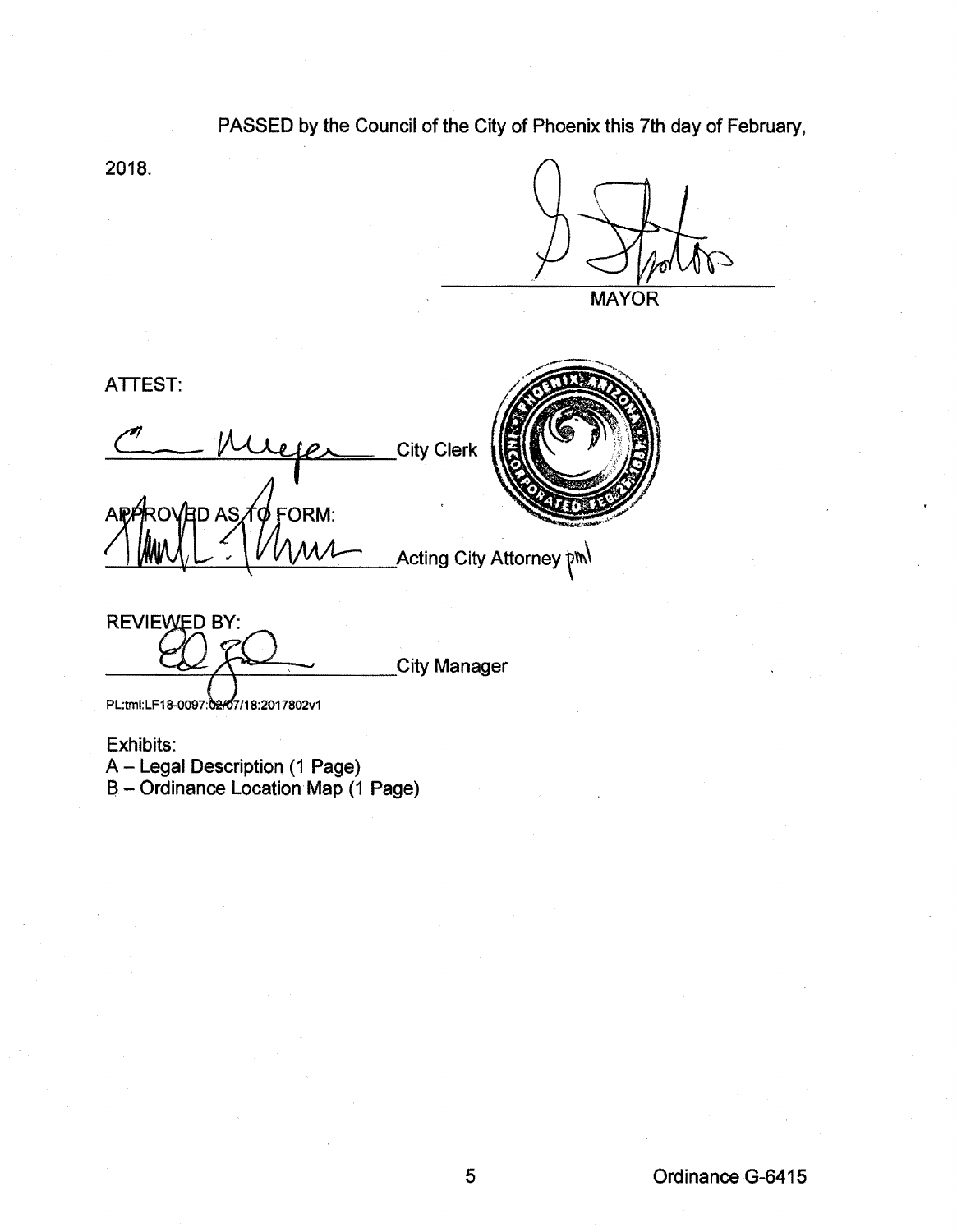PASSED by the Council of the City of Phoenix this 7th day of February, 2018.

_________________________ MAYOR

ATTEST:

_________________________ City Clerk

APPROVED AS TO FORM:

_________________________ Acting City Attorney pml

REVIEWED BY:

_________________________ City Manager

PL:tml:LF18-0097:02/07/18:2017802v1

Exhibits:
A – Legal Description (1 Page)
B – Ordinance Location Map (1 Page)

Ordinance G-6415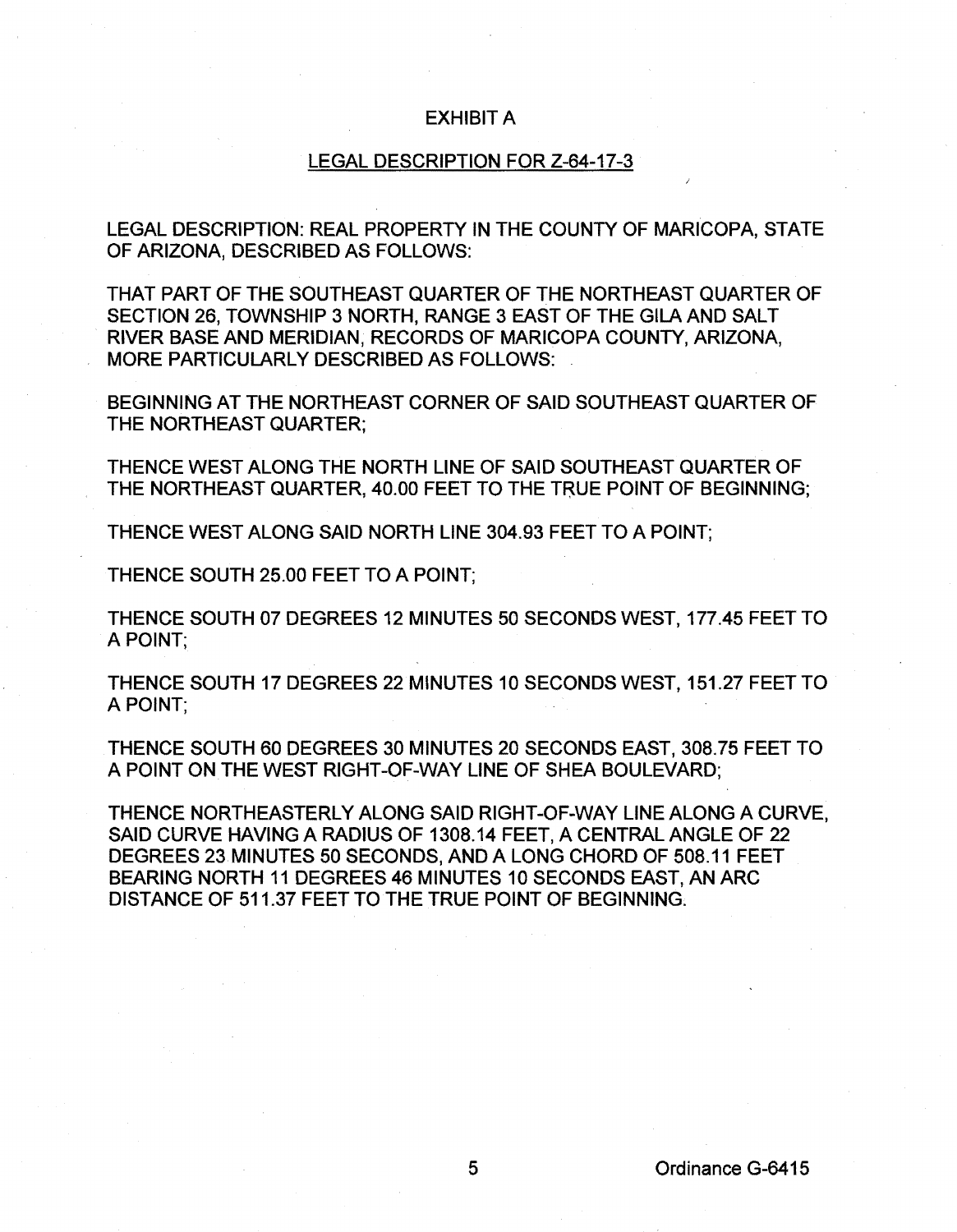# EXHIBIT A

## LEGAL DESCRIPTION FOR Z-64-17-3

LEGAL DESCRIPTION: REAL PROPERTY IN THE COUNTY OF MARICOPA, STATE OF ARIZONA, DESCRIBED AS FOLLOWS:

THAT PART OF THE SOUTHEAST QUARTER OF THE NORTHEAST QUARTER OF SECTION 26, TOWNSHIP 3 NORTH, RANGE 3 EAST OF THE GILA AND SALT RIVER BASE AND MERIDIAN, RECORDS OF MARICOPA COUNTY, ARIZONA, MORE PARTICULARLY DESCRIBED AS FOLLOWS:

BEGINNING AT THE NORTHEAST CORNER OF SAID SOUTHEAST QUARTER OF THE NORTHEAST QUARTER;

THENCE WEST ALONG THE NORTH LINE OF SAID SOUTHEAST QUARTER OF THE NORTHEAST QUARTER, 40.00 FEET TO THE TRUE POINT OF BEGINNING;

THENCE WEST ALONG SAID NORTH LINE 304.93 FEET TO A POINT;

THENCE SOUTH 25.00 FEET TO A POINT;

THENCE SOUTH 07 DEGREES 12 MINUTES 50 SECONDS WEST, 177.45 FEET TO A POINT;

THENCE SOUTH 17 DEGREES 22 MINUTES 10 SECONDS WEST, 151.27 FEET TO A POINT;

THENCE SOUTH 60 DEGREES 30 MINUTES 20 SECONDS EAST, 308.75 FEET TO A POINT ON THE WEST RIGHT-OF-WAY LINE OF SHEA BOULEVARD;

THENCE NORTHEASTERLY ALONG SAID RIGHT-OF-WAY LINE ALONG A CURVE, SAID CURVE HAVING A RADIUS OF 1308.14 FEET, A CENTRAL ANGLE OF 22 DEGREES 23 MINUTES 50 SECONDS, AND A LONG CHORD OF 508.11 FEET BEARING NORTH 11 DEGREES 46 MINUTES 10 SECONDS EAST, AN ARC DISTANCE OF 511.37 FEET TO THE TRUE POINT OF BEGINNING.

Ordinance G-6415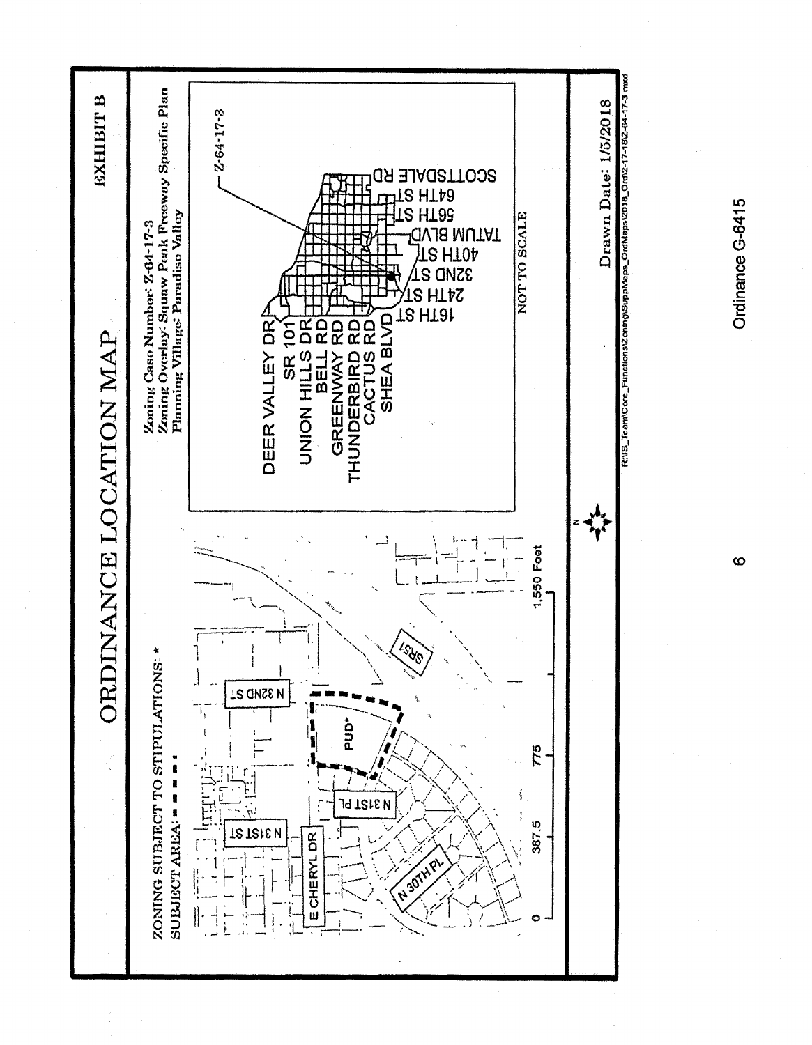# ORDINANCE LOCATION MAP

**EXHIBIT B**

ZONING SUBJECT TO STIPULATIONS: *

SUBJECT AREA: ■ ■ ■ ■

Zoning Case Number: Z-64-17-3
Zoning Overlay: Squaw Peak Freeway Specific Plan
Planning Village: Paradise Valley

N 31ST ST

N 32ND ST

E CHERYL DR

N 31ST PL

PUD*

N 30TH PL

SR51

0 387.5 775 1,550 Feet

Z-64-17-3

DEER VALLEY DR
SR 101
UNION HILLS DR
BELL RD
GREENWAY RD
THUNDERBIRD RD
CACTUS RD
SHEA BLVD

16TH ST
24TH ST
32ND ST
40TH ST
TATUM BLVD
56TH ST
64TH ST
SCOTTSDALE RD

NOT TO SCALE

Drawn Date: 1/5/2018

R:\IS_Team\Core_Functions\Zoning\SuppMaps_OrdMaps\2018_Ord\2-17-18\Z-64-17-3.mxd

Ordinance G-6415